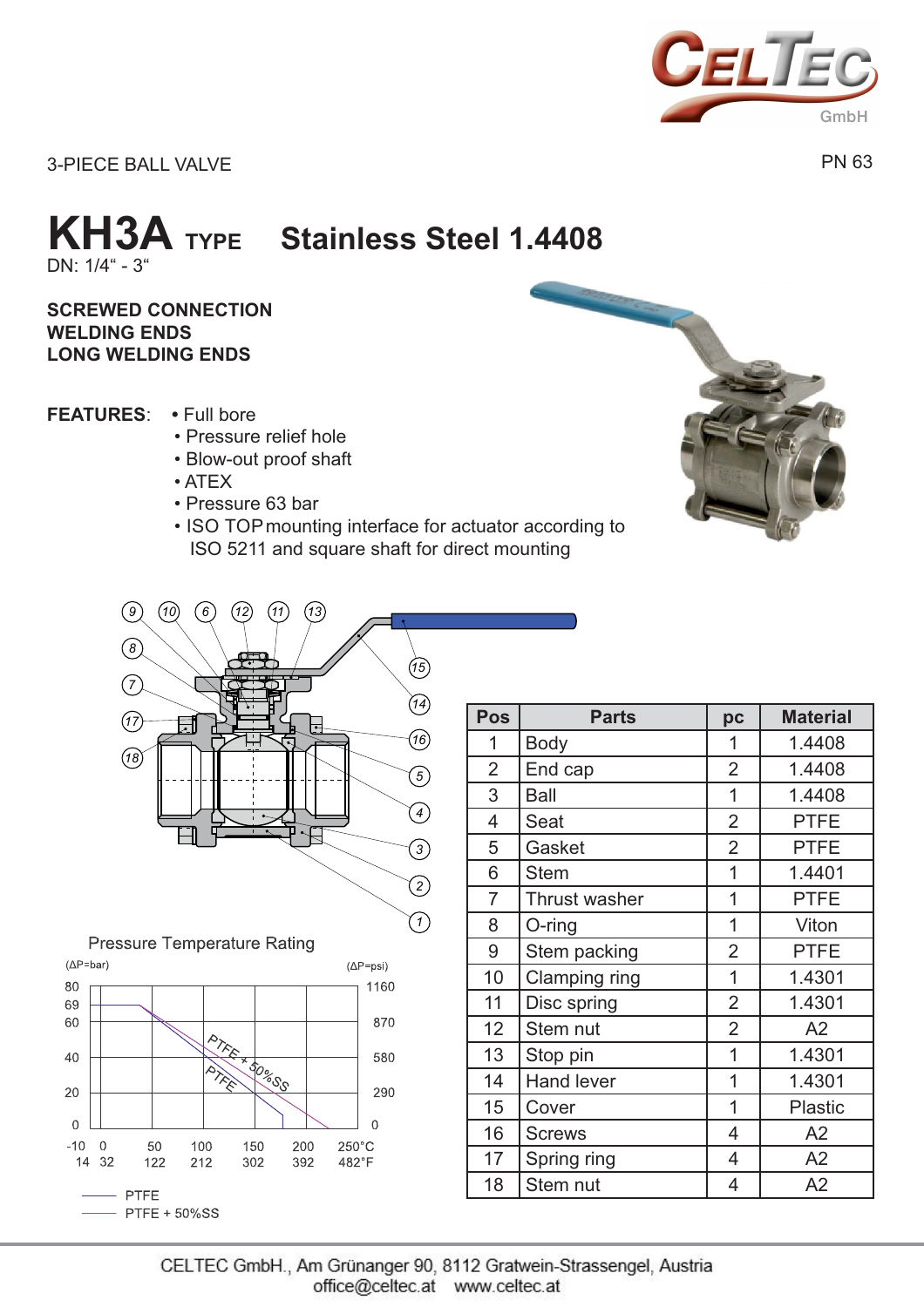3-PIECE BALL VALVE

PN 63

# KH3A TYPE Stainless Steel 1.4408

DN: 1/4" - 3"

**SCREWED CONNECTION**
**WELDING ENDS**
**LONG WELDING ENDS**

**FEATURES**:

- Full bore
- Pressure relief hole
- Blow-out proof shaft
- ATEX
- Pressure 63 bar
- ISO TOP mounting interface for actuator according to ISO 5211 and square shaft for direct mounting

| Pos | Parts | pc | Material |
|---|---|---|---|
| 1 | Body | 1 | 1.4408 |
| 2 | End cap | 2 | 1.4408 |
| 3 | Ball | 1 | 1.4408 |
| 4 | Seat | 2 | PTFE |
| 5 | Gasket | 2 | PTFE |
| 6 | Stem | 1 | 1.4401 |
| 7 | Thrust washer | 1 | PTFE |
| 8 | O-ring | 1 | Viton |
| 9 | Stem packing | 2 | PTFE |
| 10 | Clamping ring | 1 | 1.4301 |
| 11 | Disc spring | 2 | 1.4301 |
| 12 | Stem nut | 2 | A2 |
| 13 | Stop pin | 1 | 1.4301 |
| 14 | Hand lever | 1 | 1.4301 |
| 15 | Cover | 1 | Plastic |
| 16 | Screws | 4 | A2 |
| 17 | Spring ring | 4 | A2 |
| 18 | Stem nut | 4 | A2 |

Pressure Temperature Rating

(ΔP=bar) / (ΔP=psi)

Y-axis: 0, 20, 40, 60, 69, 80 bar / 0, 290, 580, 870, 1160 psi

X-axis: -10, 0, 50, 100, 150, 200, 250°C / 14, 32, 122, 212, 302, 392, 482°F

— PTFE
— PTFE + 50%SS

CELTEC GmbH., Am Grünanger 90, 8112 Gratwein-Strassengel, Austria
office@celtec.at www.celtec.at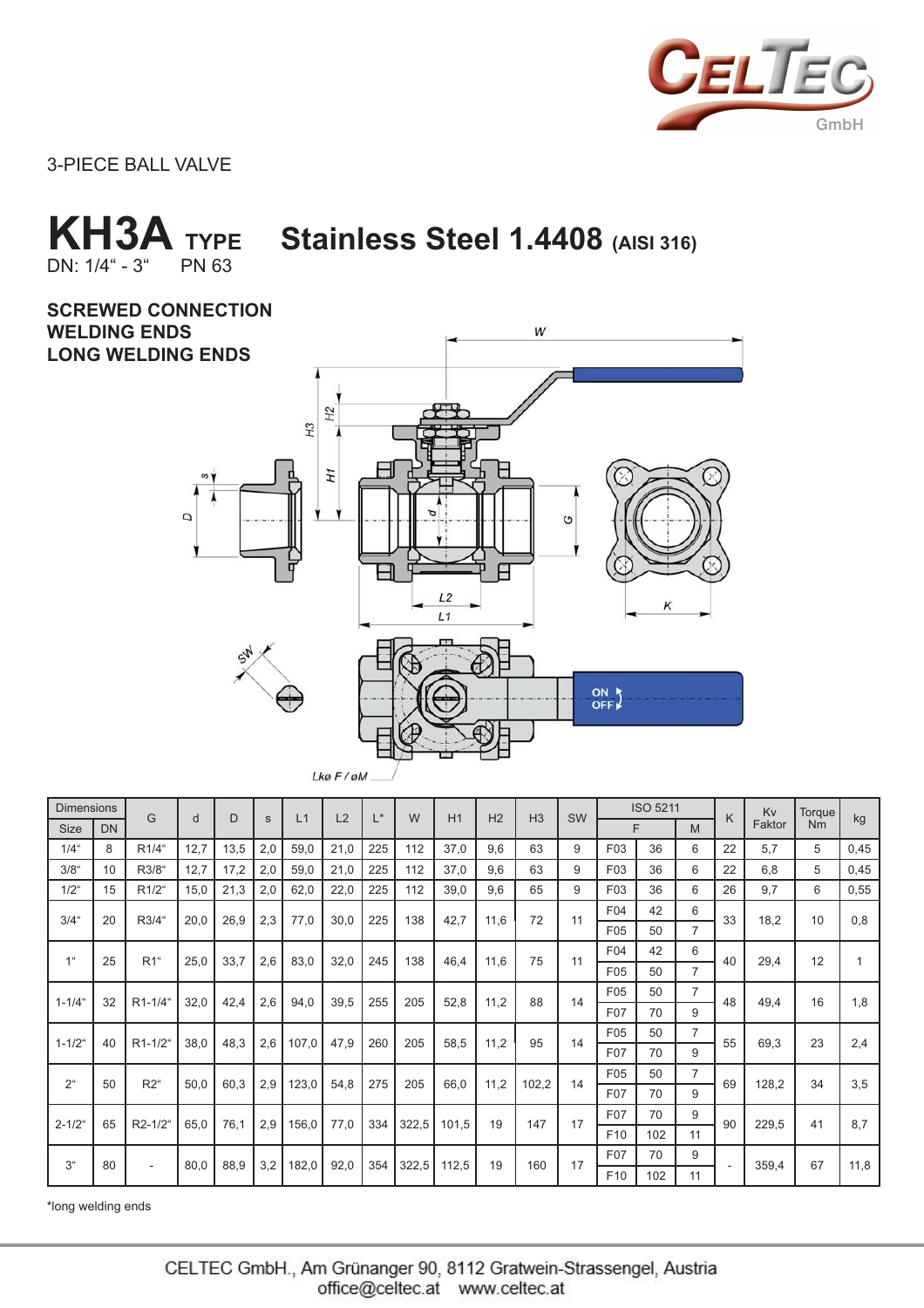3-PIECE BALL VALVE

# KH3A TYPE   Stainless Steel 1.4408 (AISI 316)

DN: 1/4" - 3"   PN 63

**SCREWED CONNECTION**
**WELDING ENDS**
**LONG WELDING ENDS**

W
H3
H2
H1
s
D
d
G
L2
L1
K
SW
ON
OFF
Lkø F / øM

| Dimensions | | G | d | D | s | L1 | L2 | L* | W | H1 | H2 | H3 | SW | ISO 5211 | | | K | Kv Faktor | Torque Nm | kg |
|---|---|---|---|---|---|---|---|---|---|---|---|---|---|---|---|---|---|---|---|---|
| Size | DN | | | | | | | | | | | | | F | | M | | | | |
| 1/4" | 8 | R1/4" | 12,7 | 13,5 | 2,0 | 59,0 | 21,0 | 225 | 112 | 37,0 | 9,6 | 63 | 9 | F03 | 36 | 6 | 22 | 5,7 | 5 | 0,45 |
| 3/8" | 10 | R3/8" | 12,7 | 17,2 | 2,0 | 59,0 | 21,0 | 225 | 112 | 37,0 | 9,6 | 63 | 9 | F03 | 36 | 6 | 22 | 6,8 | 5 | 0,45 |
| 1/2" | 15 | R1/2" | 15,0 | 21,3 | 2,0 | 62,0 | 22,0 | 225 | 112 | 39,0 | 9,6 | 65 | 9 | F03 | 36 | 6 | 26 | 9,7 | 6 | 0,55 |
| 3/4" | 20 | R3/4" | 20,0 | 26,9 | 2,3 | 77,0 | 30,0 | 225 | 138 | 42,7 | 11,6 | 72 | 11 | F04 | 42 | 6 | 33 | 18,2 | 10 | 0,8 |
| | | | | | | | | | | | | | | F05 | 50 | 7 | | | | |
| 1" | 25 | R1" | 25,0 | 33,7 | 2,6 | 83,0 | 32,0 | 245 | 138 | 46,4 | 11,6 | 75 | 11 | F04 | 42 | 6 | 40 | 29,4 | 12 | 1 |
| | | | | | | | | | | | | | | F05 | 50 | 7 | | | | |
| 1-1/4" | 32 | R1-1/4" | 32,0 | 42,4 | 2,6 | 94,0 | 39,5 | 255 | 205 | 52,8 | 11,2 | 88 | 14 | F05 | 50 | 7 | 48 | 49,4 | 16 | 1,8 |
| | | | | | | | | | | | | | | F07 | 70 | 9 | | | | |
| 1-1/2" | 40 | R1-1/2" | 38,0 | 48,3 | 2,6 | 107,0 | 47,9 | 260 | 205 | 58,5 | 11,2 | 95 | 14 | F05 | 50 | 7 | 55 | 69,3 | 23 | 2,4 |
| | | | | | | | | | | | | | | F07 | 70 | 9 | | | | |
| 2" | 50 | R2" | 50,0 | 60,3 | 2,9 | 123,0 | 54,8 | 275 | 205 | 66,0 | 11,2 | 102,2 | 14 | F05 | 50 | 7 | 69 | 128,2 | 34 | 3,5 |
| | | | | | | | | | | | | | | F07 | 70 | 9 | | | | |
| 2-1/2" | 65 | R2-1/2" | 65,0 | 76,1 | 2,9 | 156,0 | 77,0 | 334 | 322,5 | 101,5 | 19 | 147 | 17 | F07 | 70 | 9 | 90 | 229,5 | 41 | 8,7 |
| | | | | | | | | | | | | | | F10 | 102 | 11 | | | | |
| 3" | 80 | - | 80,0 | 88,9 | 3,2 | 182,0 | 92,0 | 354 | 322,5 | 112,5 | 19 | 160 | 17 | F07 | 70 | 9 | - | 359,4 | 67 | 11,8 |
| | | | | | | | | | | | | | | F10 | 102 | 11 | | | | |

*long welding ends

CELTEC GmbH., Am Grünanger 90, 8112 Gratwein-Strassengel, Austria
office@celtec.at   www.celtec.at